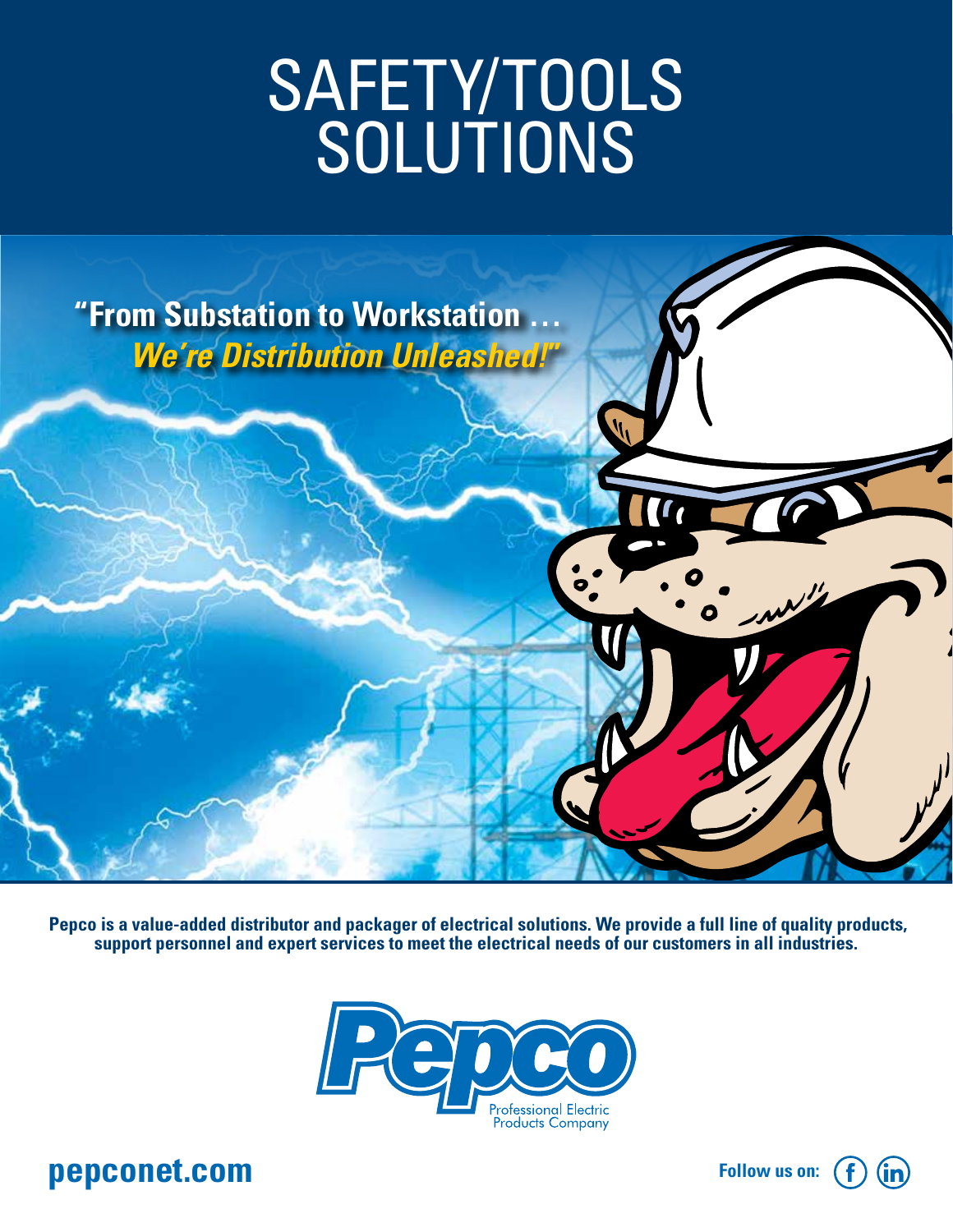# SAFETY/TOOLS SOLUTIONS

**"From Substation to Workstation …**
***We're Distribution Unleashed!"***

**Pepco is a value-added distributor and packager of electrical solutions. We provide a full line of quality products, support personnel and expert services to meet the electrical needs of our customers in all industries.**

Pepco
Professional Electric Products Company

**pepconet.com**

**Follow us on:**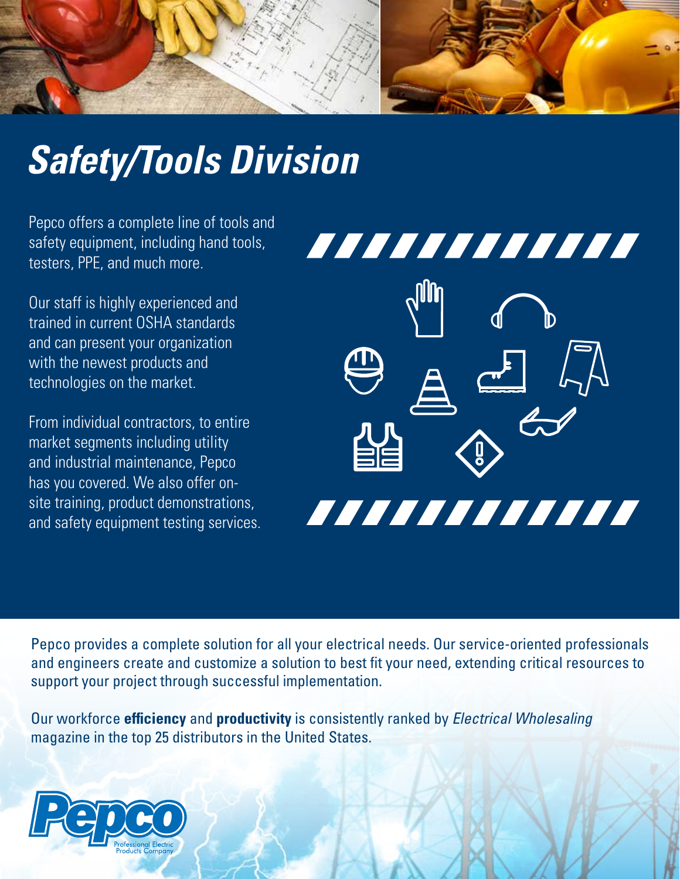# *Safety/Tools Division*

Pepco offers a complete line of tools and safety equipment, including hand tools, testers, PPE, and much more.

Our staff is highly experienced and trained in current OSHA standards and can present your organization with the newest products and technologies on the market.

From individual contractors, to entire market segments including utility and industrial maintenance, Pepco has you covered. We also offer on-site training, product demonstrations, and safety equipment testing services.

Pepco provides a complete solution for all your electrical needs. Our service-oriented professionals and engineers create and customize a solution to best fit your need, extending critical resources to support your project through successful implementation.

Our workforce **efficiency** and **productivity** is consistently ranked by *Electrical Wholesaling* magazine in the top 25 distributors in the United States.

Pepco
Professional Electric Products Company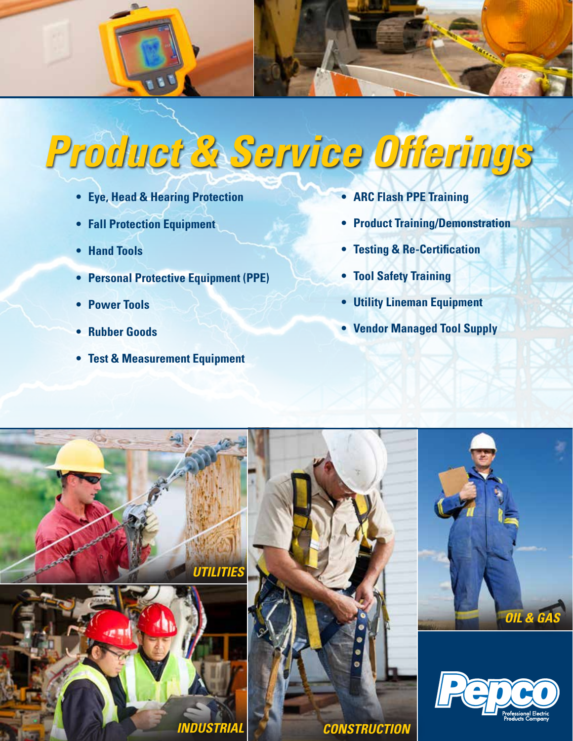# Product & Service Offerings

- Eye, Head & Hearing Protection
- Fall Protection Equipment
- Hand Tools
- Personal Protective Equipment (PPE)
- Power Tools
- Rubber Goods
- Test & Measurement Equipment
- ARC Flash PPE Training
- Product Training/Demonstration
- Testing & Re-Certification
- Tool Safety Training
- Utility Lineman Equipment
- Vendor Managed Tool Supply

UTILITIES

INDUSTRIAL

CONSTRUCTION

OIL & GAS

Pepco

Professional Electric Products Company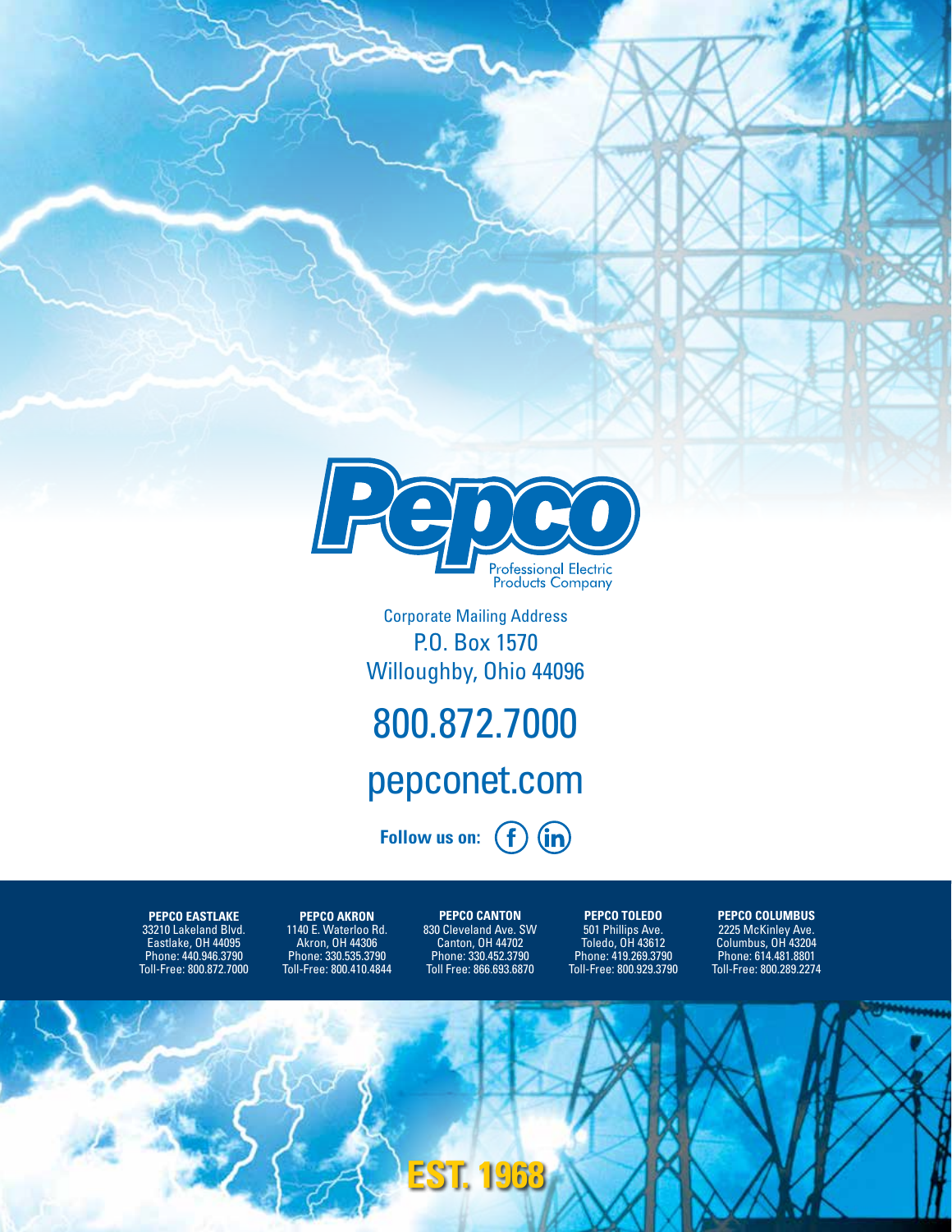# Pepco

Professional Electric Products Company

Corporate Mailing Address
P.O. Box 1570
Willoughby, Ohio 44096

800.872.7000

pepconet.com

**Follow us on:**

**PEPCO EASTLAKE**
33210 Lakeland Blvd.
Eastlake, OH 44095
Phone: 440.946.3790
Toll-Free: 800.872.7000

**PEPCO AKRON**
1140 E. Waterloo Rd.
Akron, OH 44306
Phone: 330.535.3790
Toll-Free: 800.410.4844

**PEPCO CANTON**
830 Cleveland Ave. SW
Canton, OH 44702
Phone: 330.452.3790
Toll Free: 866.693.6870

**PEPCO TOLEDO**
501 Phillips Ave.
Toledo, OH 43612
Phone: 419.269.3790
Toll-Free: 800.929.3790

**PEPCO COLUMBUS**
2225 McKinley Ave.
Columbus, OH 43204
Phone: 614.481.8801
Toll-Free: 800.289.2274

**EST. 1968**